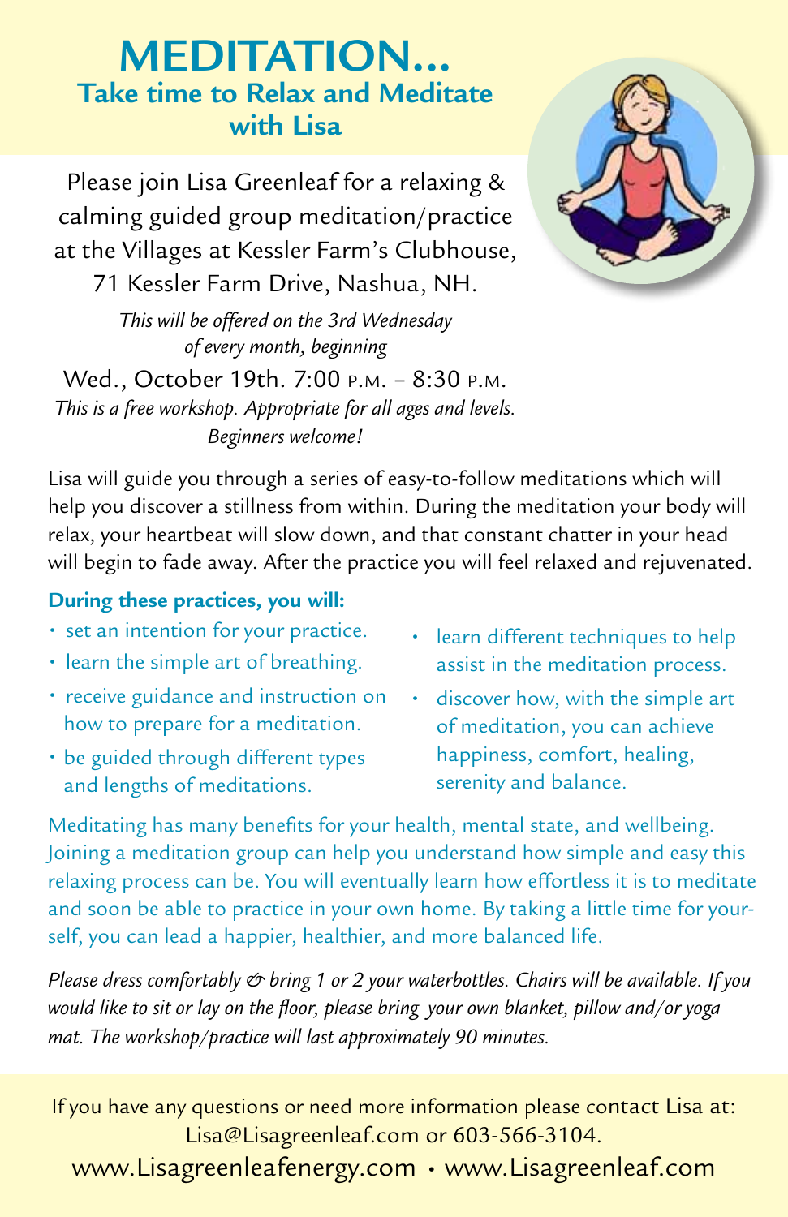# MEDITATION...

## Take time to Relax and Meditate with Lisa

Please join Lisa Greenleaf for a relaxing & calming guided group meditation/practice at the Villages at Kessler Farm's Clubhouse, 71 Kessler Farm Drive, Nashua, NH.

*This will be offered on the 3rd Wednesday of every month, beginning*

Wed., October 19th. 7:00 P.M. – 8:30 P.M.

*This is a free workshop. Appropriate for all ages and levels. Beginners welcome!*

Lisa will guide you through a series of easy-to-follow meditations which will help you discover a stillness from within. During the meditation your body will relax, your heartbeat will slow down, and that constant chatter in your head will begin to fade away. After the practice you will feel relaxed and rejuvenated.

**During these practices, you will:**

- set an intention for your practice.
- learn the simple art of breathing.
- receive guidance and instruction on how to prepare for a meditation.
- be guided through different types and lengths of meditations.
- learn different techniques to help assist in the meditation process.
- discover how, with the simple art of meditation, you can achieve happiness, comfort, healing, serenity and balance.

Meditating has many benefits for your health, mental state, and wellbeing. Joining a meditation group can help you understand how simple and easy this relaxing process can be. You will eventually learn how effortless it is to meditate and soon be able to practice in your own home. By taking a little time for yourself, you can lead a happier, healthier, and more balanced life.

*Please dress comfortably & bring 1 or 2 your waterbottles. Chairs will be available. If you would like to sit or lay on the floor, please bring your own blanket, pillow and/or yoga mat. The workshop/practice will last approximately 90 minutes.*

If you have any questions or need more information please contact Lisa at: Lisa@Lisagreenleaf.com or 603-566-3104.

www.Lisagreenleafenergy.com • www.Lisagreenleaf.com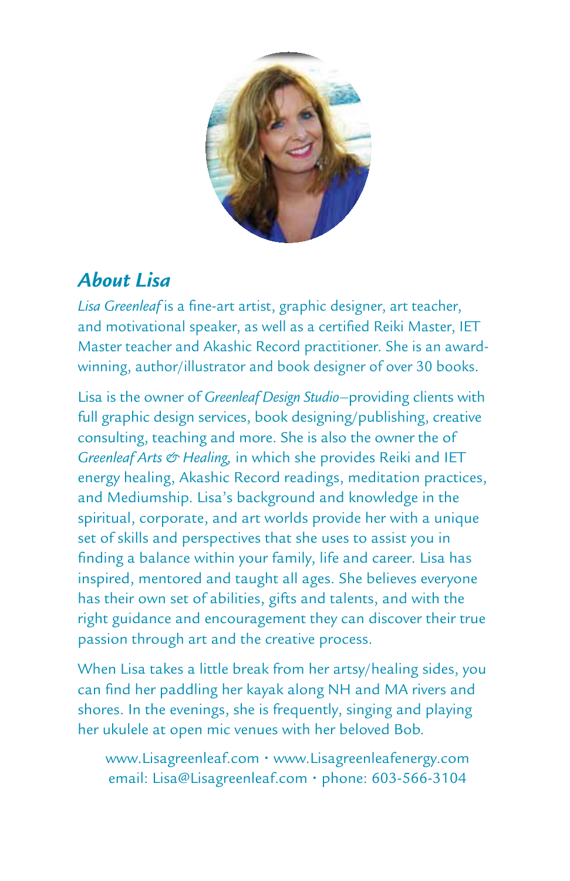## *About Lisa*

*Lisa Greenleaf* is a fine-art artist, graphic designer, art teacher, and motivational speaker, as well as a certified Reiki Master, IET Master teacher and Akashic Record practitioner. She is an award-winning, author/illustrator and book designer of over 30 books.

Lisa is the owner of *Greenleaf Design Studio*–providing clients with full graphic design services, book designing/publishing, creative consulting, teaching and more. She is also the owner the of *Greenleaf Arts & Healing,* in which she provides Reiki and IET energy healing, Akashic Record readings, meditation practices, and Mediumship. Lisa's background and knowledge in the spiritual, corporate, and art worlds provide her with a unique set of skills and perspectives that she uses to assist you in finding a balance within your family, life and career. Lisa has inspired, mentored and taught all ages. She believes everyone has their own set of abilities, gifts and talents, and with the right guidance and encouragement they can discover their true passion through art and the creative process.

When Lisa takes a little break from her artsy/healing sides, you can find her paddling her kayak along NH and MA rivers and shores. In the evenings, she is frequently, singing and playing her ukulele at open mic venues with her beloved Bob.

www.Lisagreenleaf.com • www.Lisagreenleafenergy.com
email: Lisa@Lisagreenleaf.com • phone: 603-566-3104